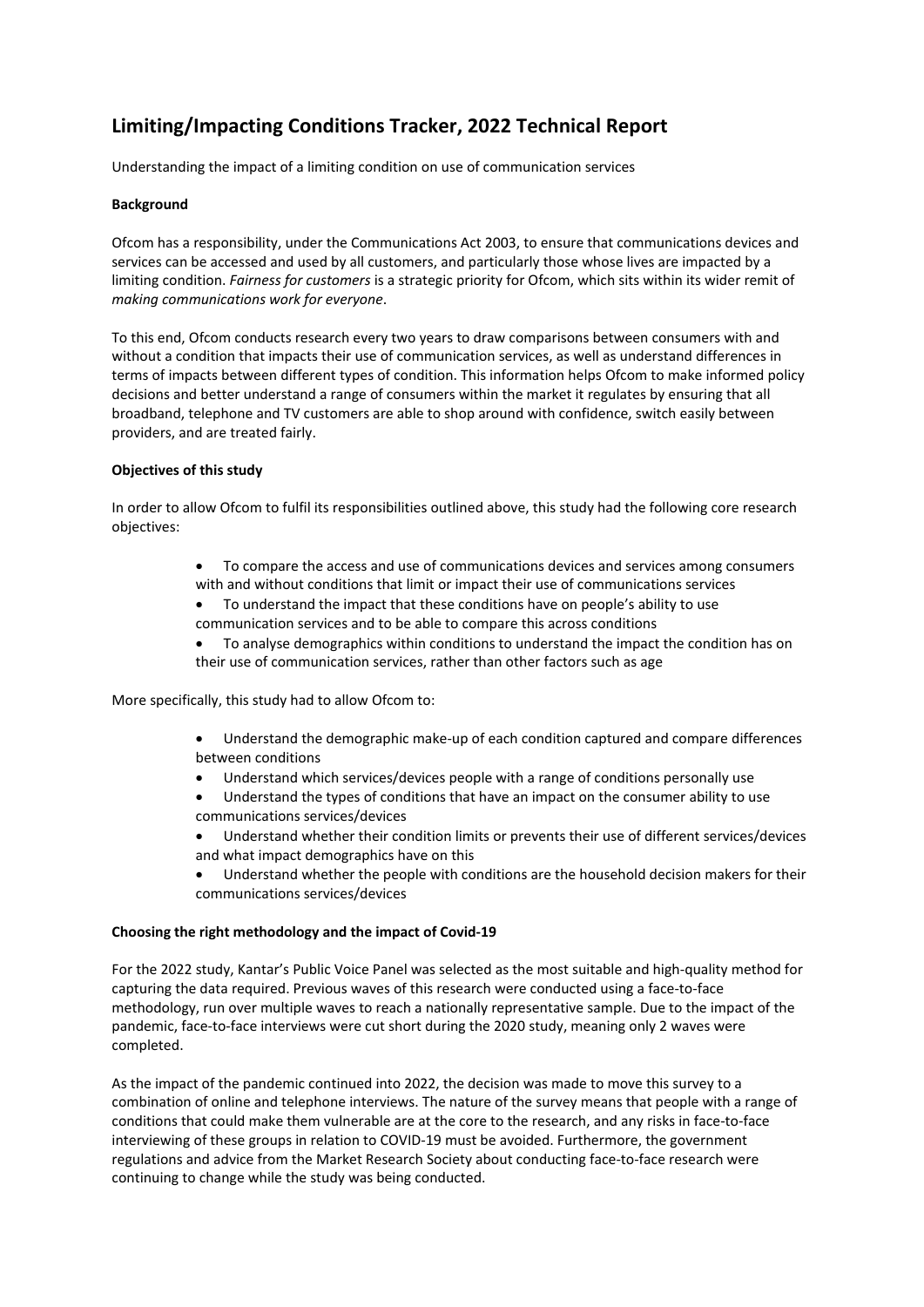# Limiting/Impacting Conditions Tracker, 2022 Technical Report

Understanding the impact of a limiting condition on use of communication services

**Background**

Ofcom has a responsibility, under the Communications Act 2003, to ensure that communications devices and services can be accessed and used by all customers, and particularly those whose lives are impacted by a limiting condition. *Fairness for customers* is a strategic priority for Ofcom, which sits within its wider remit of *making communications work for everyone*.

To this end, Ofcom conducts research every two years to draw comparisons between consumers with and without a condition that impacts their use of communication services, as well as understand differences in terms of impacts between different types of condition. This information helps Ofcom to make informed policy decisions and better understand a range of consumers within the market it regulates by ensuring that all broadband, telephone and TV customers are able to shop around with confidence, switch easily between providers, and are treated fairly.

**Objectives of this study**

In order to allow Ofcom to fulfil its responsibilities outlined above, this study had the following core research objectives:

- To compare the access and use of communications devices and services among consumers with and without conditions that limit or impact their use of communications services
- To understand the impact that these conditions have on people's ability to use communication services and to be able to compare this across conditions
- To analyse demographics within conditions to understand the impact the condition has on their use of communication services, rather than other factors such as age

More specifically, this study had to allow Ofcom to:

- Understand the demographic make-up of each condition captured and compare differences between conditions
- Understand which services/devices people with a range of conditions personally use
- Understand the types of conditions that have an impact on the consumer ability to use communications services/devices
- Understand whether their condition limits or prevents their use of different services/devices and what impact demographics have on this
- Understand whether the people with conditions are the household decision makers for their communications services/devices

**Choosing the right methodology and the impact of Covid-19**

For the 2022 study, Kantar's Public Voice Panel was selected as the most suitable and high-quality method for capturing the data required. Previous waves of this research were conducted using a face-to-face methodology, run over multiple waves to reach a nationally representative sample. Due to the impact of the pandemic, face-to-face interviews were cut short during the 2020 study, meaning only 2 waves were completed.

As the impact of the pandemic continued into 2022, the decision was made to move this survey to a combination of online and telephone interviews. The nature of the survey means that people with a range of conditions that could make them vulnerable are at the core to the research, and any risks in face-to-face interviewing of these groups in relation to COVID-19 must be avoided. Furthermore, the government regulations and advice from the Market Research Society about conducting face-to-face research were continuing to change while the study was being conducted.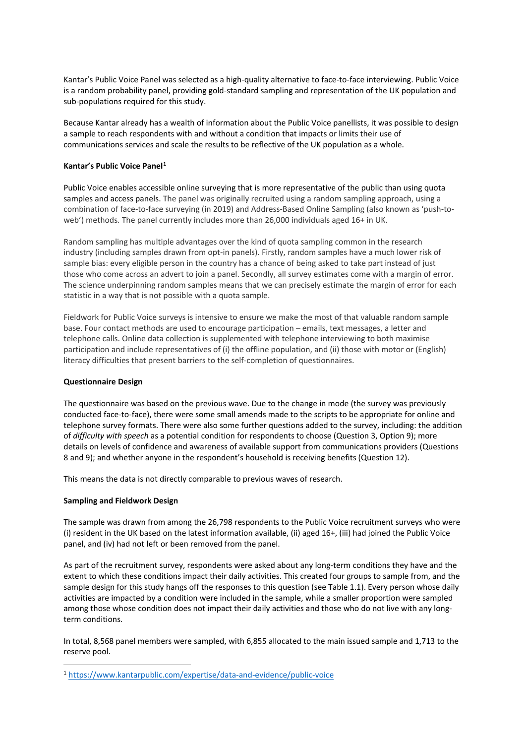Kantar's Public Voice Panel was selected as a high-quality alternative to face-to-face interviewing. Public Voice is a random probability panel, providing gold-standard sampling and representation of the UK population and sub-populations required for this study.

Because Kantar already has a wealth of information about the Public Voice panellists, it was possible to design a sample to reach respondents with and without a condition that impacts or limits their use of communications services and scale the results to be reflective of the UK population as a whole.

**Kantar's Public Voice Panel[1]**

Public Voice enables accessible online surveying that is more representative of the public than using quota samples and access panels. The panel was originally recruited using a random sampling approach, using a combination of face-to-face surveying (in 2019) and Address-Based Online Sampling (also known as 'push-to-web') methods. The panel currently includes more than 26,000 individuals aged 16+ in UK.

Random sampling has multiple advantages over the kind of quota sampling common in the research industry (including samples drawn from opt-in panels). Firstly, random samples have a much lower risk of sample bias: every eligible person in the country has a chance of being asked to take part instead of just those who come across an advert to join a panel. Secondly, all survey estimates come with a margin of error. The science underpinning random samples means that we can precisely estimate the margin of error for each statistic in a way that is not possible with a quota sample.

Fieldwork for Public Voice surveys is intensive to ensure we make the most of that valuable random sample base. Four contact methods are used to encourage participation – emails, text messages, a letter and telephone calls. Online data collection is supplemented with telephone interviewing to both maximise participation and include representatives of (i) the offline population, and (ii) those with motor or (English) literacy difficulties that present barriers to the self-completion of questionnaires.

**Questionnaire Design**

The questionnaire was based on the previous wave. Due to the change in mode (the survey was previously conducted face-to-face), there were some small amends made to the scripts to be appropriate for online and telephone survey formats. There were also some further questions added to the survey, including: the addition of *difficulty with speech* as a potential condition for respondents to choose (Question 3, Option 9); more details on levels of confidence and awareness of available support from communications providers (Questions 8 and 9); and whether anyone in the respondent's household is receiving benefits (Question 12).

This means the data is not directly comparable to previous waves of research.

**Sampling and Fieldwork Design**

The sample was drawn from among the 26,798 respondents to the Public Voice recruitment surveys who were (i) resident in the UK based on the latest information available, (ii) aged 16+, (iii) had joined the Public Voice panel, and (iv) had not left or been removed from the panel.

As part of the recruitment survey, respondents were asked about any long-term conditions they have and the extent to which these conditions impact their daily activities. This created four groups to sample from, and the sample design for this study hangs off the responses to this question (see Table 1.1). Every person whose daily activities are impacted by a condition were included in the sample, while a smaller proportion were sampled among those whose condition does not impact their daily activities and those who do not live with any long-term conditions.

In total, 8,568 panel members were sampled, with 6,855 allocated to the main issued sample and 1,713 to the reserve pool.

[1] https://www.kantarpublic.com/expertise/data-and-evidence/public-voice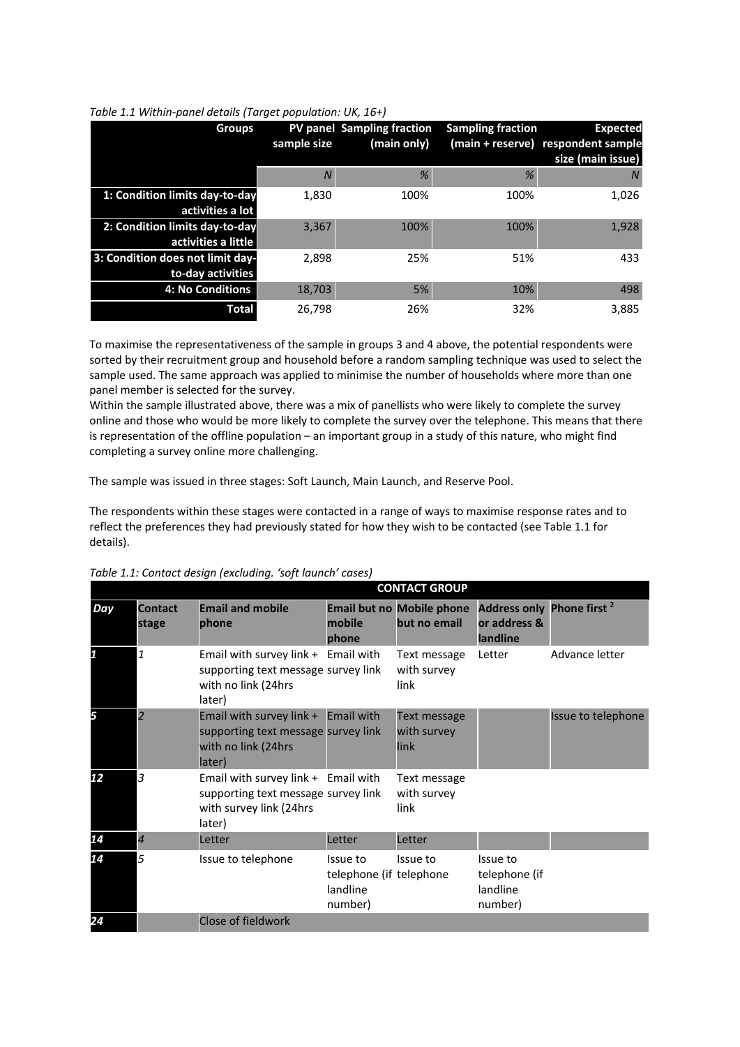*Table 1.1 Within-panel details (Target population: UK, 16+)*

| Groups | PV panel sample size | Sampling fraction (main only) | Sampling fraction (main + reserve) | Expected respondent sample size (main issue) |
|---|---|---|---|---|
| | *N* | *%* | *%* | *N* |
| 1: Condition limits day-to-day activities a lot | 1,830 | 100% | 100% | 1,026 |
| 2: Condition limits day-to-day activities a little | 3,367 | 100% | 100% | 1,928 |
| 3: Condition does not limit day-to-day activities | 2,898 | 25% | 51% | 433 |
| 4: No Conditions | 18,703 | 5% | 10% | 498 |
| Total | 26,798 | 26% | 32% | 3,885 |

To maximise the representativeness of the sample in groups 3 and 4 above, the potential respondents were sorted by their recruitment group and household before a random sampling technique was used to select the sample used. The same approach was applied to minimise the number of households where more than one panel member is selected for the survey.

Within the sample illustrated above, there was a mix of panellists who were likely to complete the survey online and those who would be more likely to complete the survey over the telephone. This means that there is representation of the offline population – an important group in a study of this nature, who might find completing a survey online more challenging.

The sample was issued in three stages: Soft Launch, Main Launch, and Reserve Pool.

The respondents within these stages were contacted in a range of ways to maximise response rates and to reflect the preferences they had previously stated for how they wish to be contacted (see Table 1.1 for details).

*Table 1.1: Contact design (excluding. 'soft launch' cases)*

| | | CONTACT GROUP | | | | |
|---|---|---|---|---|---|---|
| Day | Contact stage | Email and mobile phone | Email but no mobile phone | Mobile phone but no email | Address only or address & landline | Phone first [2] |
| 1 | 1 | Email with survey link + supporting text message with no link (24hrs later) | Email with survey link | Text message with survey link | Letter | Advance letter |
| 5 | 2 | Email with survey link + supporting text message with no link (24hrs later) | Email with survey link | Text message with survey link | | Issue to telephone |
| 12 | 3 | Email with survey link + supporting text message with survey link (24hrs later) | Email with survey link | Text message with survey link | | |
| 14 | 4 | Letter | Letter | Letter | | |
| 14 | 5 | Issue to telephone | Issue to telephone (if landline number) | Issue to telephone | Issue to telephone (if landline number) | |
| 24 | | Close of fieldwork | | | | |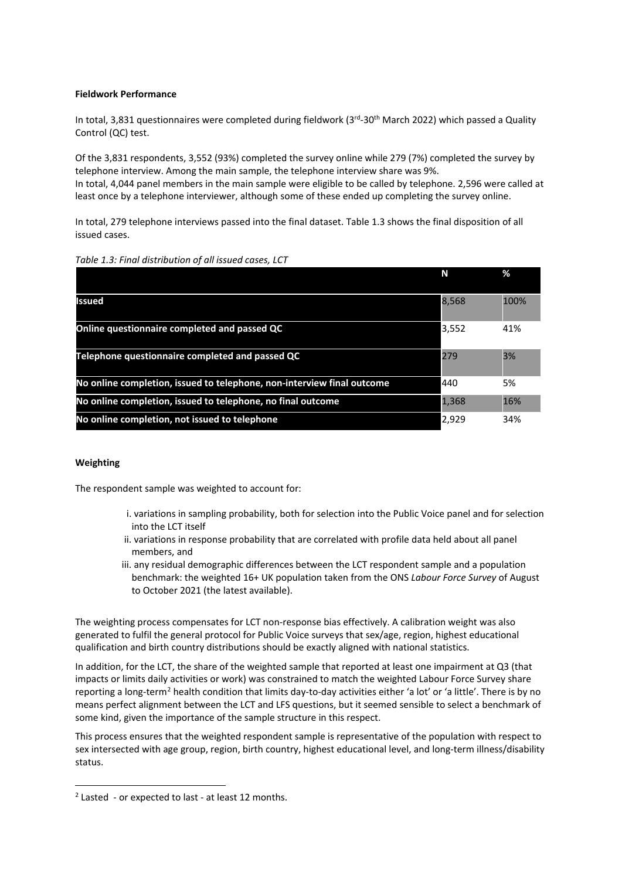**Fieldwork Performance**

In total, 3,831 questionnaires were completed during fieldwork (3rd-30th March 2022) which passed a Quality Control (QC) test.

Of the 3,831 respondents, 3,552 (93%) completed the survey online while 279 (7%) completed the survey by telephone interview. Among the main sample, the telephone interview share was 9%.
In total, 4,044 panel members in the main sample were eligible to be called by telephone. 2,596 were called at least once by a telephone interviewer, although some of these ended up completing the survey online.

In total, 279 telephone interviews passed into the final dataset. Table 1.3 shows the final disposition of all issued cases.

*Table 1.3: Final distribution of all issued cases, LCT*

| | N | % |
|---|---|---|
| **Issued** | 8,568 | 100% |
| **Online questionnaire completed and passed QC** | 3,552 | 41% |
| **Telephone questionnaire completed and passed QC** | 279 | 3% |
| **No online completion, issued to telephone, non-interview final outcome** | 440 | 5% |
| **No online completion, issued to telephone, no final outcome** | 1,368 | 16% |
| **No online completion, not issued to telephone** | 2,929 | 34% |

**Weighting**

The respondent sample was weighted to account for:

i. variations in sampling probability, both for selection into the Public Voice panel and for selection into the LCT itself
ii. variations in response probability that are correlated with profile data held about all panel members, and
iii. any residual demographic differences between the LCT respondent sample and a population benchmark: the weighted 16+ UK population taken from the ONS *Labour Force Survey* of August to October 2021 (the latest available).

The weighting process compensates for LCT non-response bias effectively. A calibration weight was also generated to fulfil the general protocol for Public Voice surveys that sex/age, region, highest educational qualification and birth country distributions should be exactly aligned with national statistics.

In addition, for the LCT, the share of the weighted sample that reported at least one impairment at Q3 (that impacts or limits daily activities or work) was constrained to match the weighted Labour Force Survey share reporting a long-term[2] health condition that limits day-to-day activities either 'a lot' or 'a little'. There is by no means perfect alignment between the LCT and LFS questions, but it seemed sensible to select a benchmark of some kind, given the importance of the sample structure in this respect.

This process ensures that the weighted respondent sample is representative of the population with respect to sex intersected with age group, region, birth country, highest educational level, and long-term illness/disability status.

[2] Lasted - or expected to last - at least 12 months.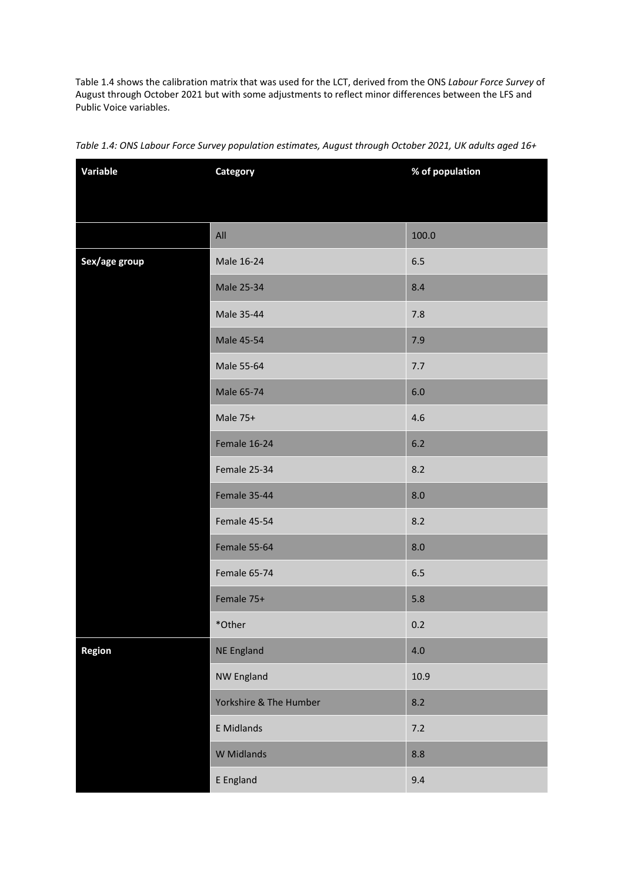Table 1.4 shows the calibration matrix that was used for the LCT, derived from the ONS *Labour Force Survey* of August through October 2021 but with some adjustments to reflect minor differences between the LFS and Public Voice variables.

*Table 1.4: ONS Labour Force Survey population estimates, August through October 2021, UK adults aged 16+*

| Variable | Category | % of population |
|---|---|---|
| | All | 100.0 |
| **Sex/age group** | Male 16-24 | 6.5 |
| | Male 25-34 | 8.4 |
| | Male 35-44 | 7.8 |
| | Male 45-54 | 7.9 |
| | Male 55-64 | 7.7 |
| | Male 65-74 | 6.0 |
| | Male 75+ | 4.6 |
| | Female 16-24 | 6.2 |
| | Female 25-34 | 8.2 |
| | Female 35-44 | 8.0 |
| | Female 45-54 | 8.2 |
| | Female 55-64 | 8.0 |
| | Female 65-74 | 6.5 |
| | Female 75+ | 5.8 |
| | *Other | 0.2 |
| **Region** | NE England | 4.0 |
| | NW England | 10.9 |
| | Yorkshire & The Humber | 8.2 |
| | E Midlands | 7.2 |
| | W Midlands | 8.8 |
| | E England | 9.4 |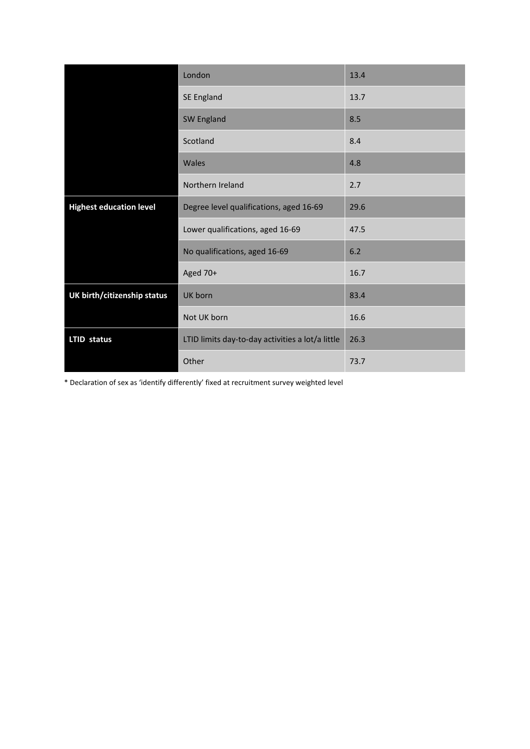| | | |
|---|---|---|
| | London | 13.4 |
| | SE England | 13.7 |
| | SW England | 8.5 |
| | Scotland | 8.4 |
| | Wales | 4.8 |
| | Northern Ireland | 2.7 |
| **Highest education level** | Degree level qualifications, aged 16-69 | 29.6 |
| | Lower qualifications, aged 16-69 | 47.5 |
| | No qualifications, aged 16-69 | 6.2 |
| | Aged 70+ | 16.7 |
| **UK birth/citizenship status** | UK born | 83.4 |
| | Not UK born | 16.6 |
| **LTID status** | LTID limits day-to-day activities a lot/a little | 26.3 |
| | Other | 73.7 |

* Declaration of sex as 'identify differently' fixed at recruitment survey weighted level